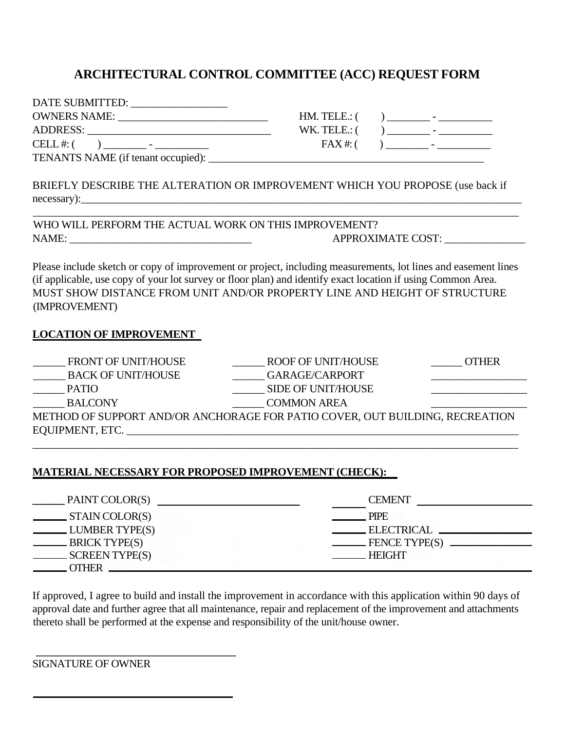# ARCHITECTURAL CONTROL COMMITTEE (ACC) REQUEST FORM

DATE SUBMITTED: _________________

OWNERS NAME: ___________________________ HM. TELE.: (     ) _______ - _________

ADDRESS: _________________________________ WK. TELE.: (     ) _______ - _________

CELL #: (     ) _______ - _________ FAX #: (     ) _______ - _________

TENANTS NAME (if tenant occupied): ___________________________________________________

BRIEFLY DESCRIBE THE ALTERATION OR IMPROVEMENT WHICH YOU PROPOSE (use back if necessary):___________________________________________________________________________

_____________________________________________________________________________________

WHO WILL PERFORM THE ACTUAL WORK ON THIS IMPROVEMENT?

NAME: _________________________________ APPROXIMATE COST: ______________

Please include sketch or copy of improvement or project, including measurements, lot lines and easement lines (if applicable, use copy of your lot survey or floor plan) and identify exact location if using Common Area. MUST SHOW DISTANCE FROM UNIT AND/OR PROPERTY LINE AND HEIGHT OF STRUCTURE (IMPROVEMENT)

**LOCATION OF IMPROVEMENT**

| | | |
|---|---|---|
| ______ FRONT OF UNIT/HOUSE | ______ ROOF OF UNIT/HOUSE | ______ OTHER |
| ______ BACK OF UNIT/HOUSE | ______ GARAGE/CARPORT | _________________ |
| ______ PATIO | ______ SIDE OF UNIT/HOUSE | _________________ |
| ______ BALCONY | ______ COMMON AREA | _________________ |

METHOD OF SUPPORT AND/OR ANCHORAGE FOR PATIO COVER, OUT BUILDING, RECREATION EQUIPMENT, ETC. _________________________________________________________________________

_____________________________________________________________________________________

**MATERIAL NECESSARY FOR PROPOSED IMPROVEMENT (CHECK):**

| | |
|---|---|
| ______ PAINT COLOR(S) ___________________________ | ______ CEMENT _____________________ |
| ______ STAIN COLOR(S) | ______ PIPE |
| ______ LUMBER TYPE(S) | ______ ELECTRICAL _________________ |
| ______ BRICK TYPE(S) | ______ FENCE TYPE(S) _______________ |
| ______ SCREEN TYPE(S) | ______ HEIGHT |
| ______ OTHER ____________________________________ | |

If approved, I agree to build and install the improvement in accordance with this application within 90 days of approval date and further agree that all maintenance, repair and replacement of the improvement and attachments thereto shall be performed at the expense and responsibility of the unit/house owner.

____________________________________

SIGNATURE OF OWNER

____________________________________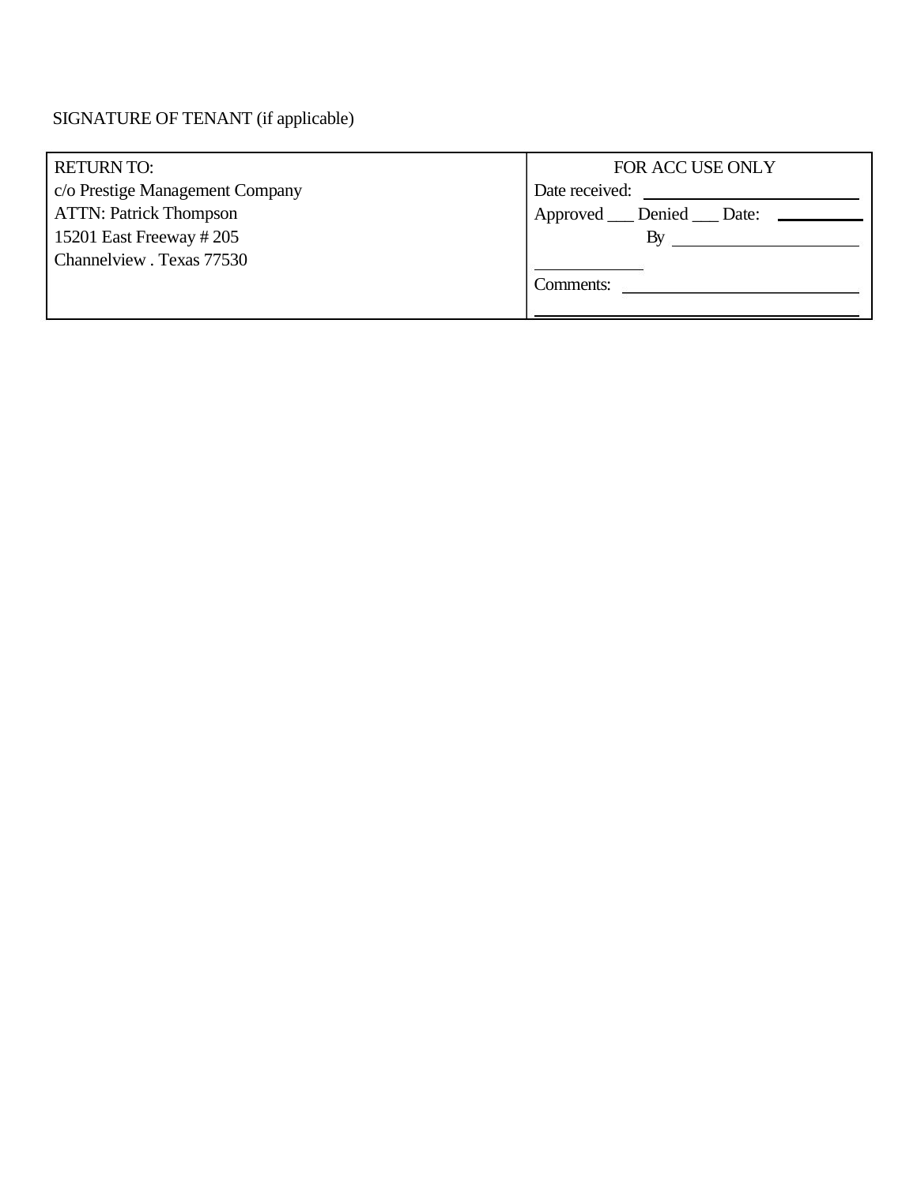SIGNATURE OF TENANT (if applicable)

| | |
|---|---|
| RETURN TO:<br>c/o Prestige Management Company<br>ATTN: Patrick Thompson<br>15201 East Freeway # 205<br>Channelview . Texas 77530 | FOR ACC USE ONLY<br>Date received: ______________________<br>Approved ___ Denied ___ Date: __________<br>By ______________________<br>____________<br>Comments: ______________________<br>______________________________ |